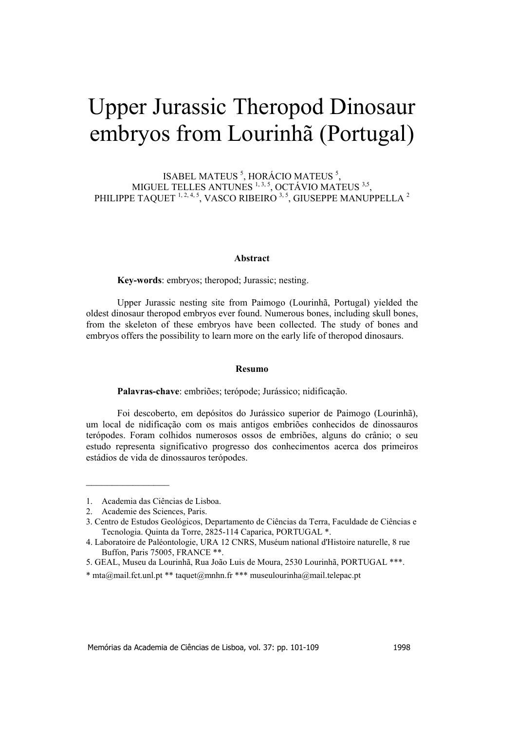# Upper Jurassic Theropod Dinosaur embryos from Lourinhã (Portugal)

ISABEL MATEUS [5], HORÁCIO MATEUS [5], MIGUEL TELLES ANTUNES [1, 3, 5], OCTÁVIO MATEUS [3,5], PHILIPPE TAQUET [1, 2, 4, 5], VASCO RIBEIRO [3, 5], GIUSEPPE MANUPPELLA [2]

## Abstract

**Key-words**: embryos; theropod; Jurassic; nesting.

Upper Jurassic nesting site from Paimogo (Lourinhã, Portugal) yielded the oldest dinosaur theropod embryos ever found. Numerous bones, including skull bones, from the skeleton of these embryos have been collected. The study of bones and embryos offers the possibility to learn more on the early life of theropod dinosaurs.

## Resumo

**Palavras-chave**: embriões; terópode; Jurássico; nidificação.

Foi descoberto, em depósitos do Jurássico superior de Paimogo (Lourinhã), um local de nidificação com os mais antigos embriões conhecidos de dinossauros terópodes. Foram colhidos numerosos ossos de embriões, alguns do crânio; o seu estudo representa significativo progresso dos conhecimentos acerca dos primeiros estádios de vida de dinossauros terópodes.

---

1. Academia das Ciências de Lisboa.
2. Academie des Sciences, Paris.
3. Centro de Estudos Geológicos, Departamento de Ciências da Terra, Faculdade de Ciências e Tecnologia. Quinta da Torre, 2825-114 Caparica, PORTUGAL *.
4. Laboratoire de Paléontologie, URA 12 CNRS, Muséum national d'Histoire naturelle, 8 rue Buffon, Paris 75005, FRANCE **.
5. GEAL, Museu da Lourinhã, Rua João Luis de Moura, 2530 Lourinhã, PORTUGAL ***.

* mta@mail.fct.unl.pt ** taquet@mnhn.fr *** museulourinha@mail.telepac.pt

Memórias da Academia de Ciências de Lisboa, vol. 37: pp. 101-109 1998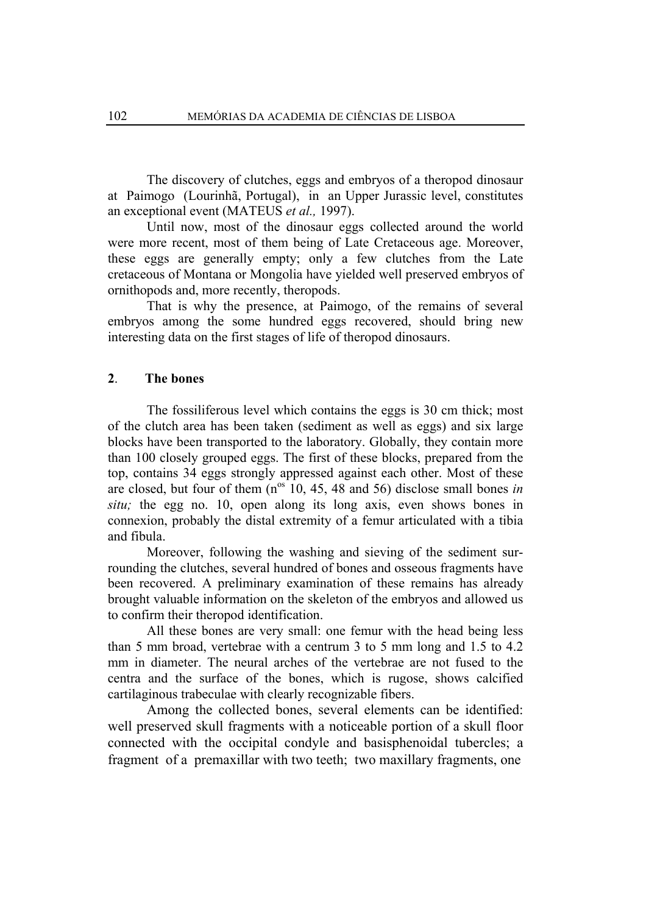The discovery of clutches, eggs and embryos of a theropod dinosaur at Paimogo (Lourinhã, Portugal), in an Upper Jurassic level, constitutes an exceptional event (MATEUS *et al.,* 1997).

Until now, most of the dinosaur eggs collected around the world were more recent, most of them being of Late Cretaceous age. Moreover, these eggs are generally empty; only a few clutches from the Late cretaceous of Montana or Mongolia have yielded well preserved embryos of ornithopods and, more recently, theropods.

That is why the presence, at Paimogo, of the remains of several embryos among the some hundred eggs recovered, should bring new interesting data on the first stages of life of theropod dinosaurs.

## 2. The bones

The fossiliferous level which contains the eggs is 30 cm thick; most of the clutch area has been taken (sediment as well as eggs) and six large blocks have been transported to the laboratory. Globally, they contain more than 100 closely grouped eggs. The first of these blocks, prepared from the top, contains 34 eggs strongly appressed against each other. Most of these are closed, but four of them (n[os] 10, 45, 48 and 56) disclose small bones *in situ;* the egg no. 10, open along its long axis, even shows bones in connexion, probably the distal extremity of a femur articulated with a tibia and fibula.

Moreover, following the washing and sieving of the sediment surrounding the clutches, several hundred of bones and osseous fragments have been recovered. A preliminary examination of these remains has already brought valuable information on the skeleton of the embryos and allowed us to confirm their theropod identification.

All these bones are very small: one femur with the head being less than 5 mm broad, vertebrae with a centrum 3 to 5 mm long and 1.5 to 4.2 mm in diameter. The neural arches of the vertebrae are not fused to the centra and the surface of the bones, which is rugose, shows calcified cartilaginous trabeculae with clearly recognizable fibers.

Among the collected bones, several elements can be identified: well preserved skull fragments with a noticeable portion of a skull floor connected with the occipital condyle and basisphenoidal tubercles; a fragment of a premaxillar with two teeth; two maxillary fragments, one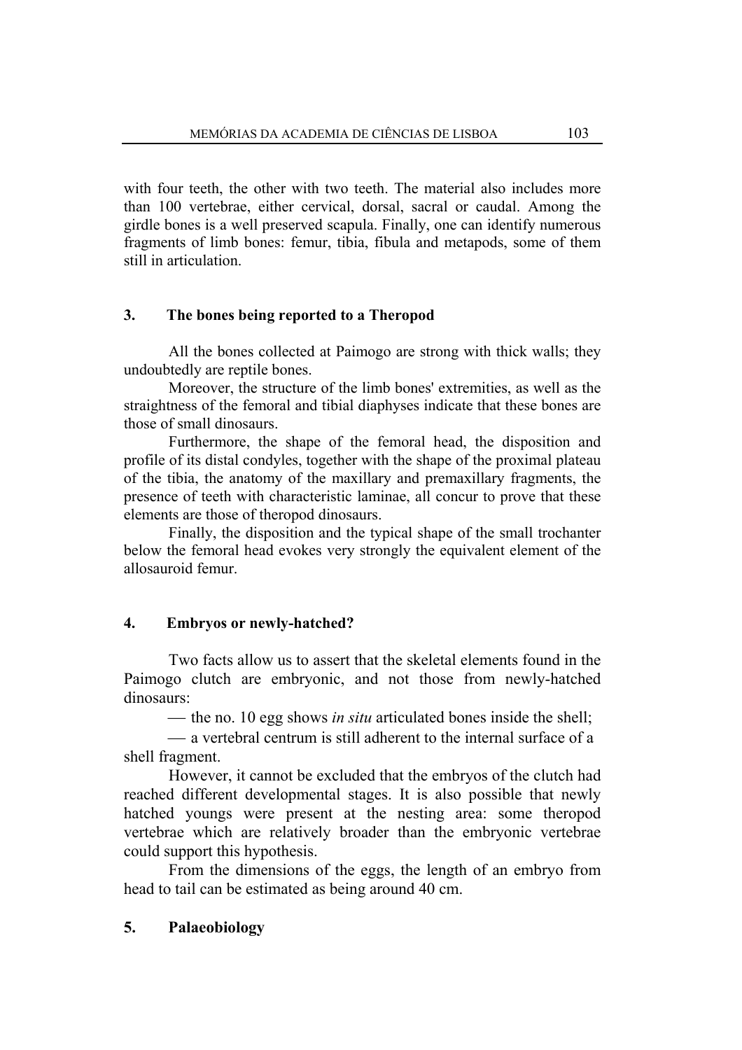with four teeth, the other with two teeth. The material also includes more than 100 vertebrae, either cervical, dorsal, sacral or caudal. Among the girdle bones is a well preserved scapula. Finally, one can identify numerous fragments of limb bones: femur, tibia, fibula and metapods, some of them still in articulation.

## 3. The bones being reported to a Theropod

All the bones collected at Paimogo are strong with thick walls; they undoubtedly are reptile bones.

Moreover, the structure of the limb bones' extremities, as well as the straightness of the femoral and tibial diaphyses indicate that these bones are those of small dinosaurs.

Furthermore, the shape of the femoral head, the disposition and profile of its distal condyles, together with the shape of the proximal plateau of the tibia, the anatomy of the maxillary and premaxillary fragments, the presence of teeth with characteristic laminae, all concur to prove that these elements are those of theropod dinosaurs.

Finally, the disposition and the typical shape of the small trochanter below the femoral head evokes very strongly the equivalent element of the allosauroid femur.

## 4. Embryos or newly-hatched?

Two facts allow us to assert that the skeletal elements found in the Paimogo clutch are embryonic, and not those from newly-hatched dinosaurs:

— the no. 10 egg shows *in situ* articulated bones inside the shell;

— a vertebral centrum is still adherent to the internal surface of a shell fragment.

However, it cannot be excluded that the embryos of the clutch had reached different developmental stages. It is also possible that newly hatched youngs were present at the nesting area: some theropod vertebrae which are relatively broader than the embryonic vertebrae could support this hypothesis.

From the dimensions of the eggs, the length of an embryo from head to tail can be estimated as being around 40 cm.

## 5. Palaeobiology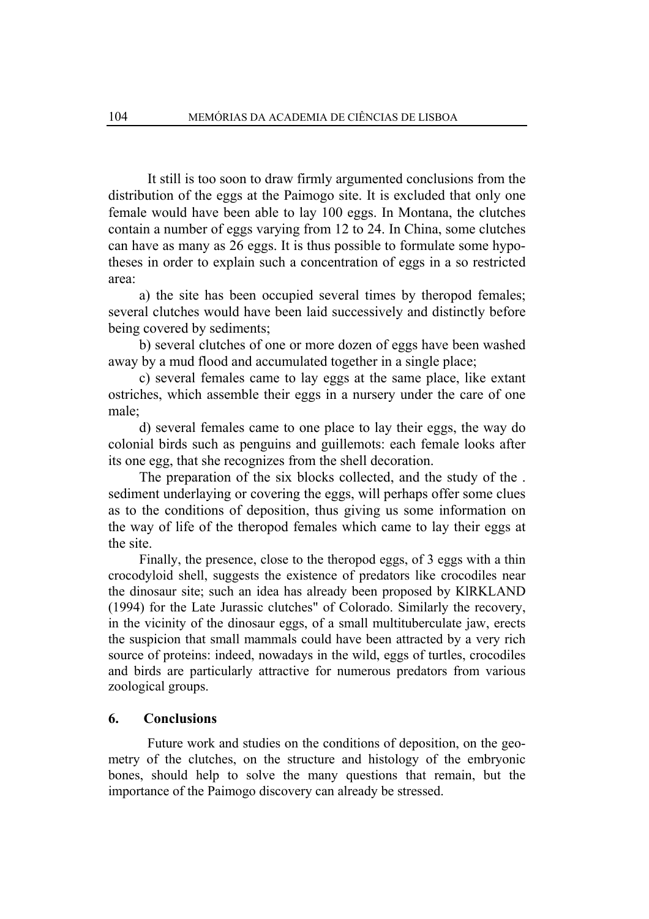It still is too soon to draw firmly argumented conclusions from the distribution of the eggs at the Paimogo site. It is excluded that only one female would have been able to lay 100 eggs. In Montana, the clutches contain a number of eggs varying from 12 to 24. In China, some clutches can have as many as 26 eggs. It is thus possible to formulate some hypotheses in order to explain such a concentration of eggs in a so restricted area:

a) the site has been occupied several times by theropod females; several clutches would have been laid successively and distinctly before being covered by sediments;

b) several clutches of one or more dozen of eggs have been washed away by a mud flood and accumulated together in a single place;

c) several females came to lay eggs at the same place, like extant ostriches, which assemble their eggs in a nursery under the care of one male;

d) several females came to one place to lay their eggs, the way do colonial birds such as penguins and guillemots: each female looks after its one egg, that she recognizes from the shell decoration.

The preparation of the six blocks collected, and the study of the . sediment underlaying or covering the eggs, will perhaps offer some clues as to the conditions of deposition, thus giving us some information on the way of life of the theropod females which came to lay their eggs at the site.

Finally, the presence, close to the theropod eggs, of 3 eggs with a thin crocodyloid shell, suggests the existence of predators like crocodiles near the dinosaur site; such an idea has already been proposed by KIRKLAND (1994) for the Late Jurassic clutches" of Colorado. Similarly the recovery, in the vicinity of the dinosaur eggs, of a small multituberculate jaw, erects the suspicion that small mammals could have been attracted by a very rich source of proteins: indeed, nowadays in the wild, eggs of turtles, crocodiles and birds are particularly attractive for numerous predators from various zoological groups.

## 6. Conclusions

Future work and studies on the conditions of deposition, on the geometry of the clutches, on the structure and histology of the embryonic bones, should help to solve the many questions that remain, but the importance of the Paimogo discovery can already be stressed.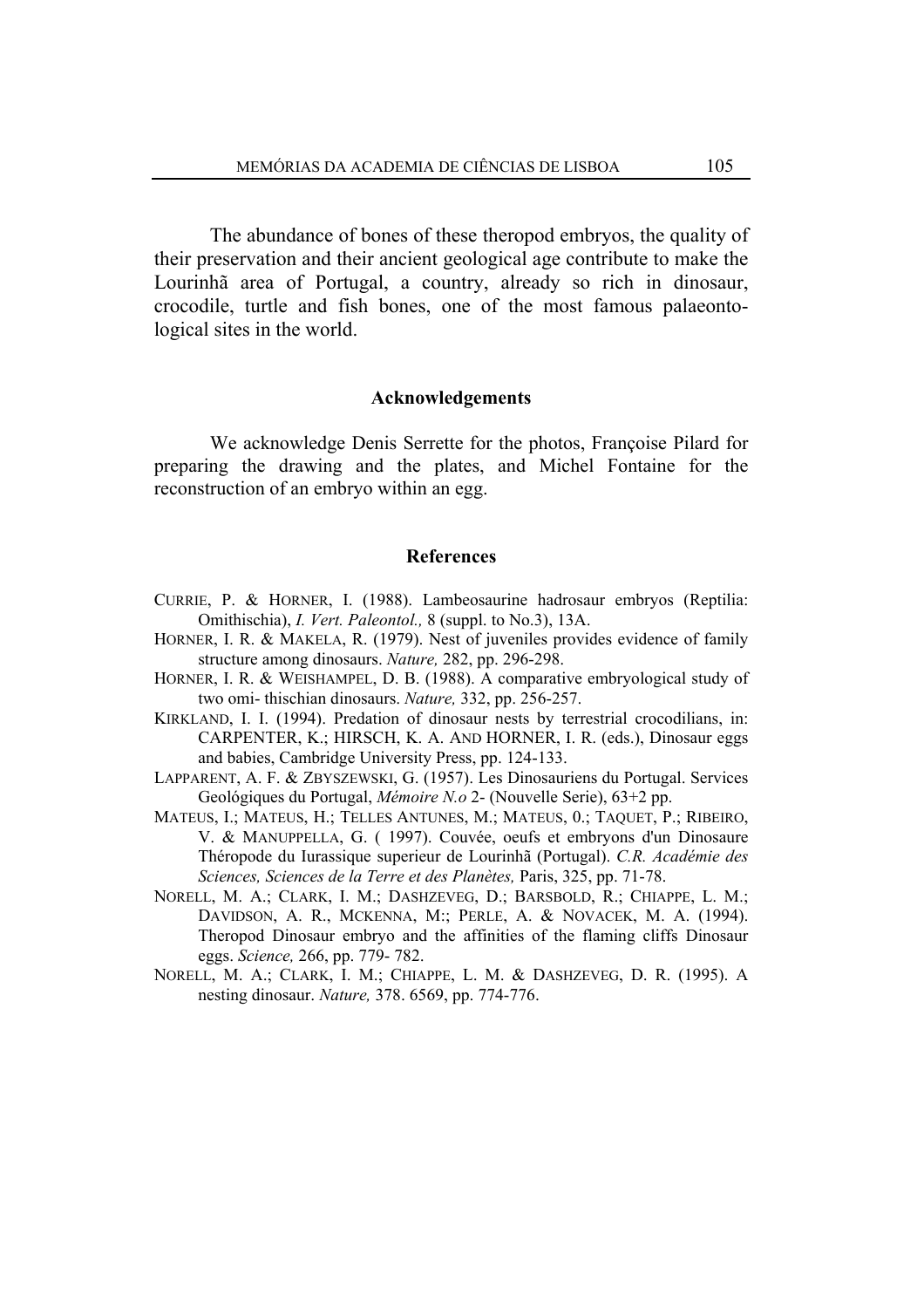The abundance of bones of these theropod embryos, the quality of their preservation and their ancient geological age contribute to make the Lourinhã area of Portugal, a country, already so rich in dinosaur, crocodile, turtle and fish bones, one of the most famous palaeontological sites in the world.

## Acknowledgements

We acknowledge Denis Serrette for the photos, Françoise Pilard for preparing the drawing and the plates, and Michel Fontaine for the reconstruction of an embryo within an egg.

## References

CURRIE, P. & HORNER, I. (1988). Lambeosaurine hadrosaur embryos (Reptilia: Omithischia), *I. Vert. Paleontol.,* 8 (suppl. to No.3), 13A.

HORNER, I. R. & MAKELA, R. (1979). Nest of juveniles provides evidence of family structure among dinosaurs. *Nature,* 282, pp. 296-298.

HORNER, I. R. & WEISHAMPEL, D. B. (1988). A comparative embryological study of two omi- thischian dinosaurs. *Nature,* 332, pp. 256-257.

KIRKLAND, I. I. (1994). Predation of dinosaur nests by terrestrial crocodilians, in: CARPENTER, K.; HIRSCH, K. A. AND HORNER, I. R. (eds.), Dinosaur eggs and babies, Cambridge University Press, pp. 124-133.

LAPPARENT, A. F. & ZBYSZEWSKI, G. (1957). Les Dinosauriens du Portugal. Services Geológiques du Portugal, *Mémoire N.o* 2- (Nouvelle Serie), 63+2 pp.

MATEUS, I.; MATEUS, H.; TELLES ANTUNES, M.; MATEUS, 0.; TAQUET, P.; RIBEIRO, V. & MANUPPELLA, G. ( 1997). Couvée, oeufs et embryons d'un Dinosaure Théropode du Iurassique superieur de Lourinhã (Portugal). *C.R. Académie des Sciences, Sciences de la Terre et des Planètes,* Paris, 325, pp. 71-78.

NORELL, M. A.; CLARK, I. M.; DASHZEVEG, D.; BARSBOLD, R.; CHIAPPE, L. M.; DAVIDSON, A. R., MCKENNA, M:; PERLE, A. & NOVACEK, M. A. (1994). Theropod Dinosaur embryo and the affinities of the flaming cliffs Dinosaur eggs. *Science,* 266, pp. 779- 782.

NORELL, M. A.; CLARK, I. M.; CHIAPPE, L. M. & DASHZEVEG, D. R. (1995). A nesting dinosaur. *Nature,* 378. 6569, pp. 774-776.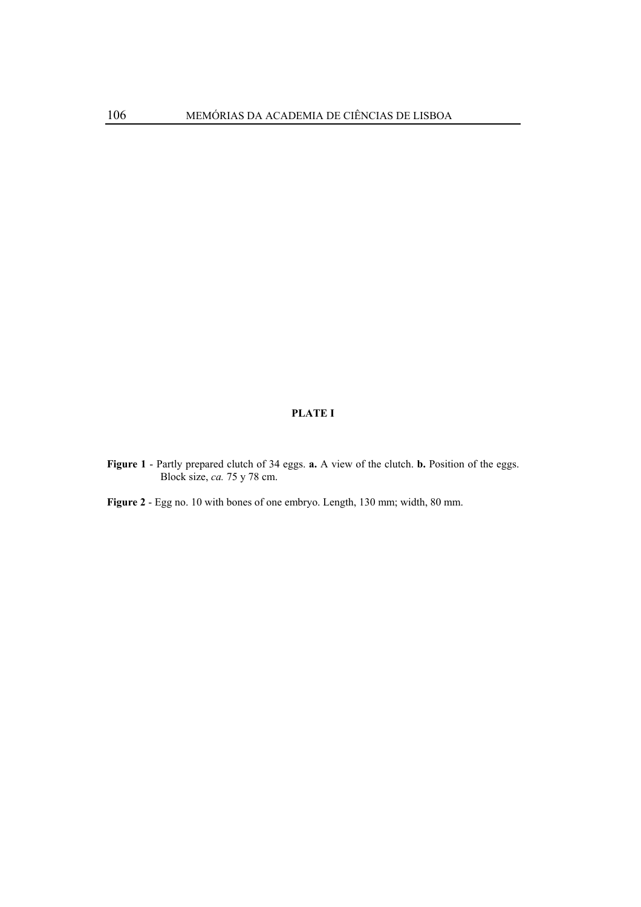**PLATE I**

**Figure 1** - Partly prepared clutch of 34 eggs. **a.** A view of the clutch. **b.** Position of the eggs. Block size, *ca.* 75 y 78 cm.

**Figure 2** - Egg no. 10 with bones of one embryo. Length, 130 mm; width, 80 mm.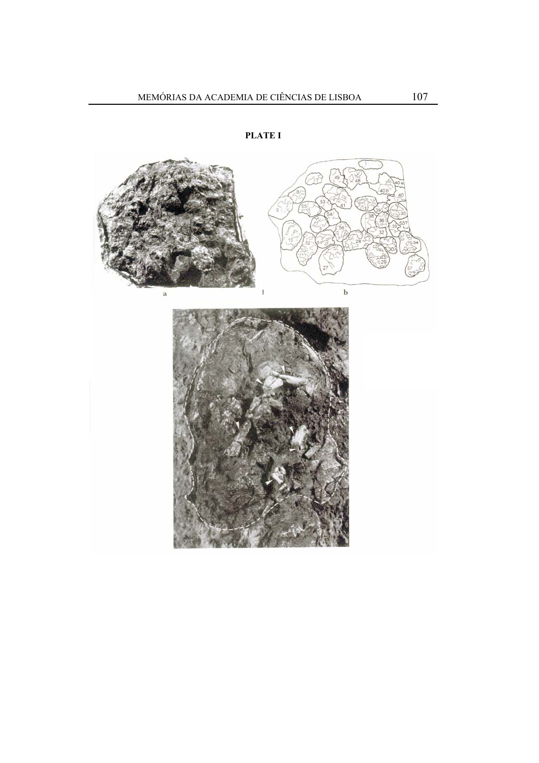**PLATE I**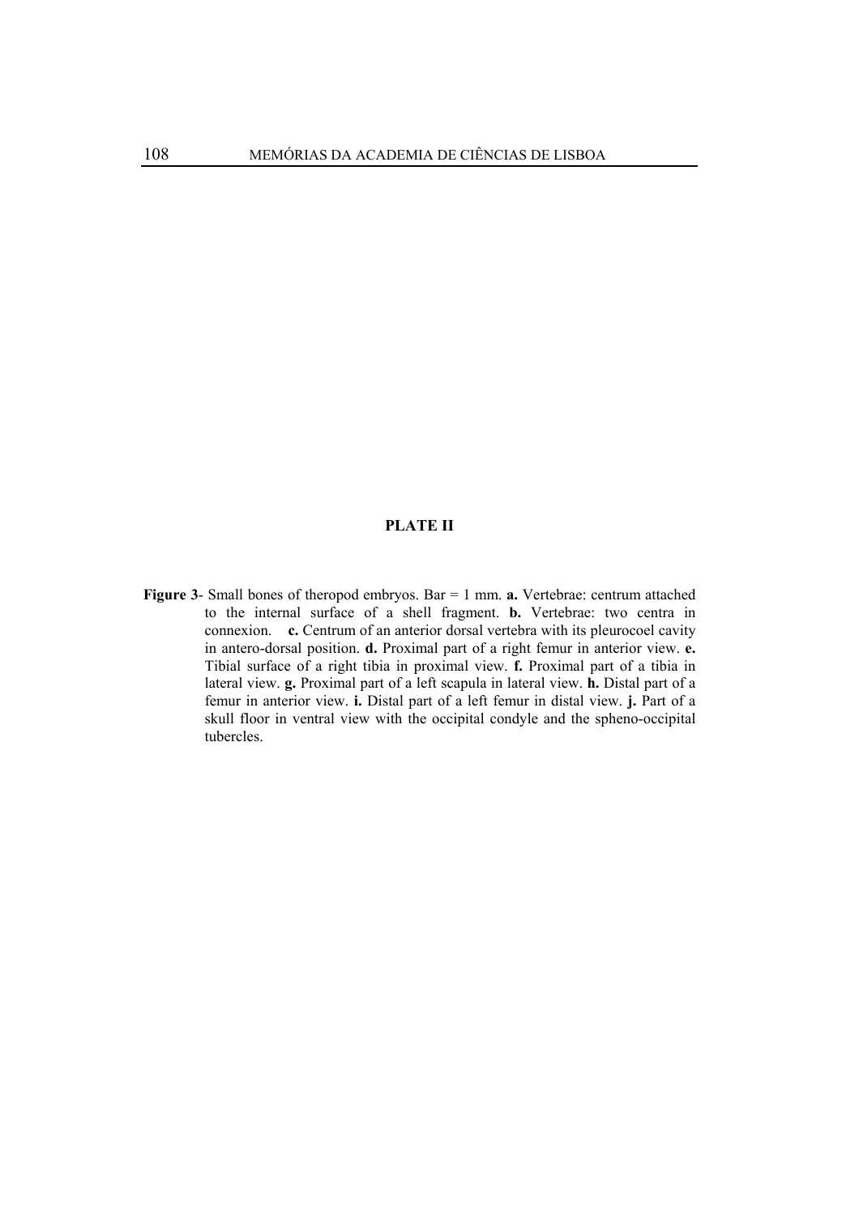**PLATE II**

**Figure 3**- Small bones of theropod embryos. Bar = 1 mm. **a.** Vertebrae: centrum attached to the internal surface of a shell fragment. **b.** Vertebrae: two centra in connexion. **c.** Centrum of an anterior dorsal vertebra with its pleurocoel cavity in antero-dorsal position. **d.** Proximal part of a right femur in anterior view. **e.** Tibial surface of a right tibia in proximal view. **f.** Proximal part of a tibia in lateral view. **g.** Proximal part of a left scapula in lateral view. **h.** Distal part of a femur in anterior view. **i.** Distal part of a left femur in distal view. **j.** Part of a skull floor in ventral view with the occipital condyle and the spheno-occipital tubercles.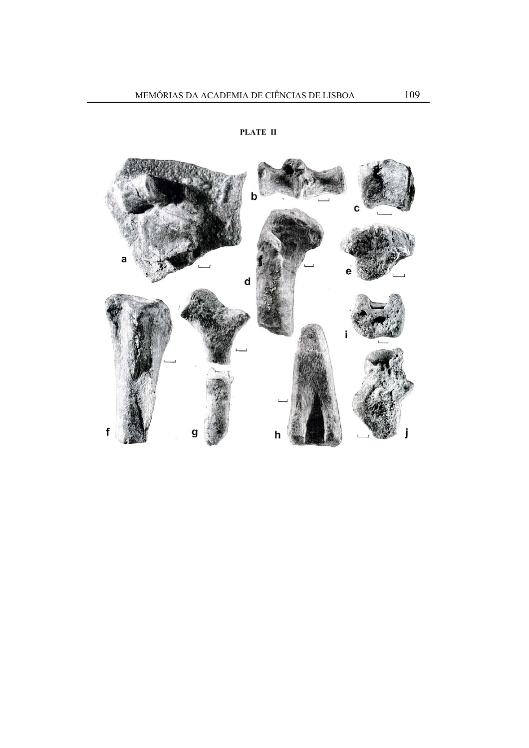**PLATE II**